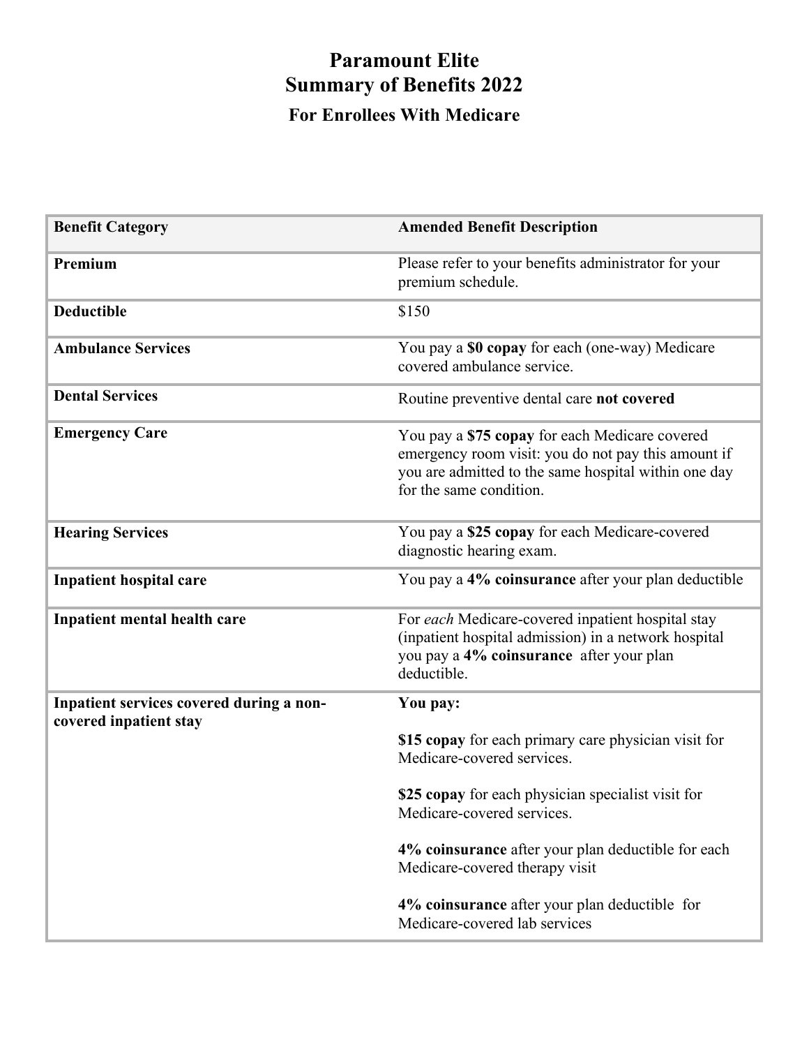# Paramount Elite
# Summary of Benefits 2022
## For Enrollees With Medicare

| Benefit Category | Amended Benefit Description |
| --- | --- |
| **Premium** | Please refer to your benefits administrator for your premium schedule. |
| **Deductible** | $150 |
| **Ambulance Services** | You pay a **$0 copay** for each (one-way) Medicare covered ambulance service. |
| **Dental Services** | Routine preventive dental care **not covered** |
| **Emergency Care** | You pay a **$75 copay** for each Medicare covered emergency room visit: you do not pay this amount if you are admitted to the same hospital within one day for the same condition. |
| **Hearing Services** | You pay a **$25 copay** for each Medicare-covered diagnostic hearing exam. |
| **Inpatient hospital care** | You pay a **4% coinsurance** after your plan deductible |
| **Inpatient mental health care** | For *each* Medicare-covered inpatient hospital stay (inpatient hospital admission) in a network hospital you pay a **4% coinsurance** after your plan deductible. |
| **Inpatient services covered during a non-covered inpatient stay** | **You pay:**<br><br>**$15 copay** for each primary care physician visit for Medicare-covered services.<br><br>**$25 copay** for each physician specialist visit for Medicare-covered services.<br><br>**4% coinsurance** after your plan deductible for each Medicare-covered therapy visit<br><br>**4% coinsurance** after your plan deductible for Medicare-covered lab services |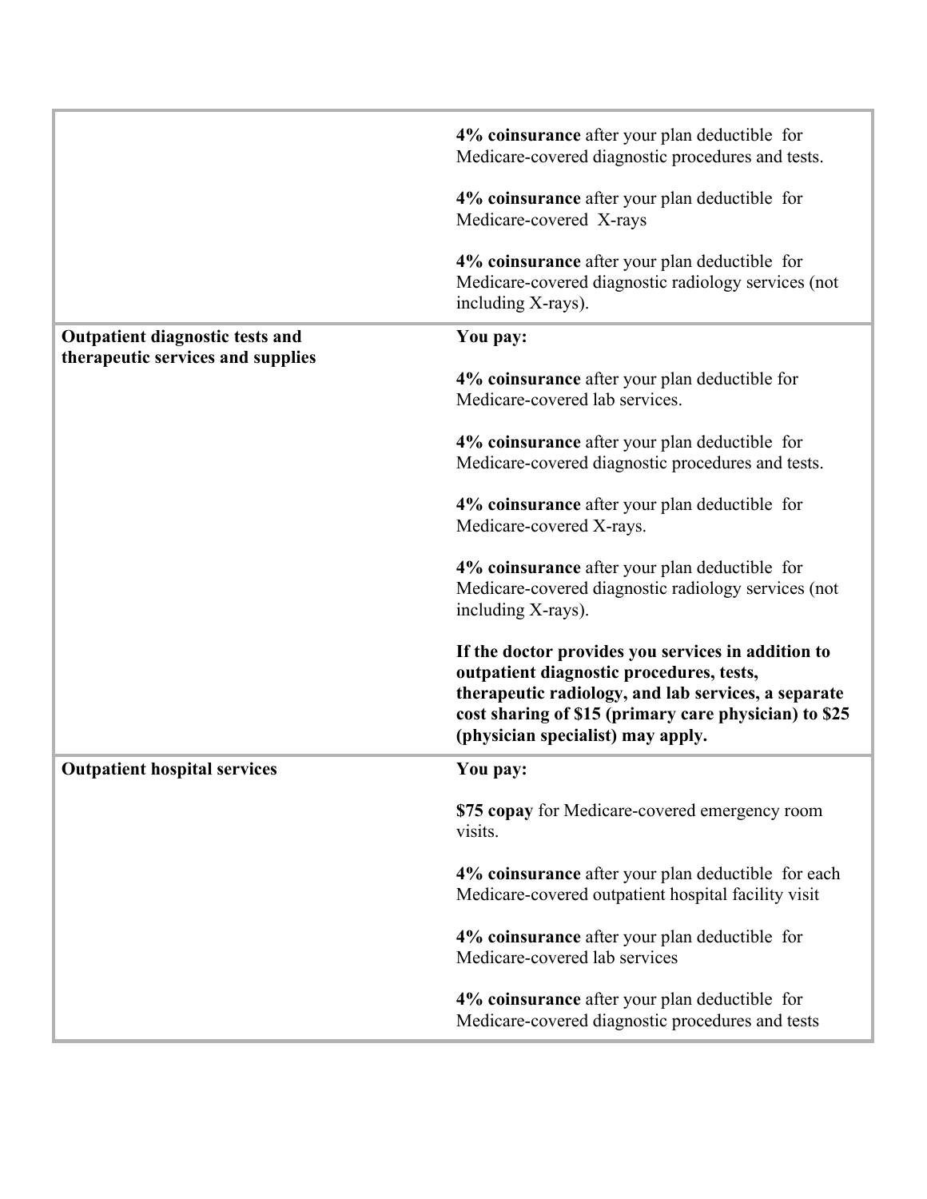| | |
|---|---|
| | **4% coinsurance** after your plan deductible for Medicare-covered diagnostic procedures and tests.<br><br>**4% coinsurance** after your plan deductible for Medicare-covered X-rays<br><br>**4% coinsurance** after your plan deductible for Medicare-covered diagnostic radiology services (not including X-rays). |
| **Outpatient diagnostic tests and therapeutic services and supplies** | **You pay:**<br><br>**4% coinsurance** after your plan deductible for Medicare-covered lab services.<br><br>**4% coinsurance** after your plan deductible for Medicare-covered diagnostic procedures and tests.<br><br>**4% coinsurance** after your plan deductible for Medicare-covered X-rays.<br><br>**4% coinsurance** after your plan deductible for Medicare-covered diagnostic radiology services (not including X-rays).<br><br>**If the doctor provides you services in addition to outpatient diagnostic procedures, tests, therapeutic radiology, and lab services, a separate cost sharing of $15 (primary care physician) to $25 (physician specialist) may apply.** |
| **Outpatient hospital services** | **You pay:**<br><br>**$75 copay** for Medicare-covered emergency room visits.<br><br>**4% coinsurance** after your plan deductible for each Medicare-covered outpatient hospital facility visit<br><br>**4% coinsurance** after your plan deductible for Medicare-covered lab services<br><br>**4% coinsurance** after your plan deductible for Medicare-covered diagnostic procedures and tests |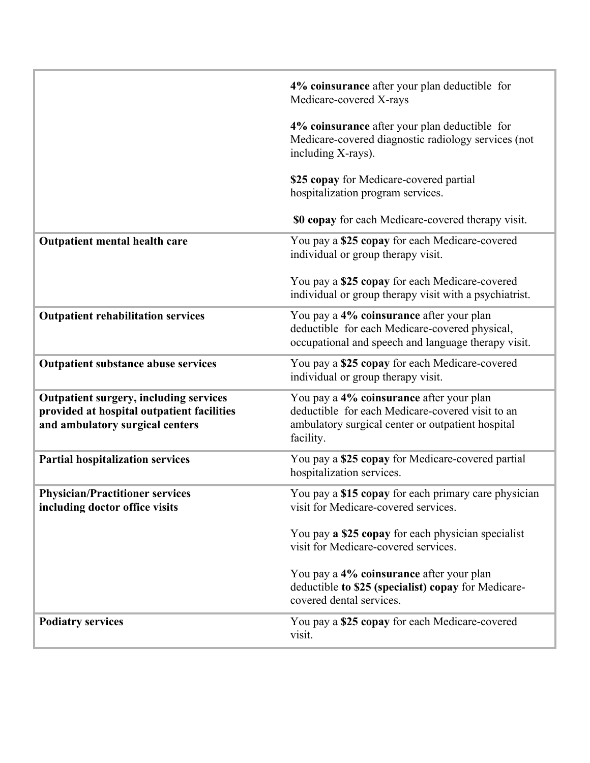| | |
|---|---|
| | **4% coinsurance** after your plan deductible for Medicare-covered X-rays<br><br>**4% coinsurance** after your plan deductible for Medicare-covered diagnostic radiology services (not including X-rays).<br><br>**$25 copay** for Medicare-covered partial hospitalization program services.<br><br>**$0 copay** for each Medicare-covered therapy visit. |
| **Outpatient mental health care** | You pay a **$25 copay** for each Medicare-covered individual or group therapy visit.<br><br>You pay a **$25 copay** for each Medicare-covered individual or group therapy visit with a psychiatrist. |
| **Outpatient rehabilitation services** | You pay a **4% coinsurance** after your plan deductible for each Medicare-covered physical, occupational and speech and language therapy visit. |
| **Outpatient substance abuse services** | You pay a **$25 copay** for each Medicare-covered individual or group therapy visit. |
| **Outpatient surgery, including services provided at hospital outpatient facilities and ambulatory surgical centers** | You pay a **4% coinsurance** after your plan deductible for each Medicare-covered visit to an ambulatory surgical center or outpatient hospital facility. |
| **Partial hospitalization services** | You pay a **$25 copay** for Medicare-covered partial hospitalization services. |
| **Physician/Practitioner services including doctor office visits** | You pay a **$15 copay** for each primary care physician visit for Medicare-covered services.<br><br>You pay **a $25 copay** for each physician specialist visit for Medicare-covered services.<br><br>You pay a **4% coinsurance** after your plan deductible **to $25 (specialist) copay** for Medicare-covered dental services. |
| **Podiatry services** | You pay a **$25 copay** for each Medicare-covered visit. |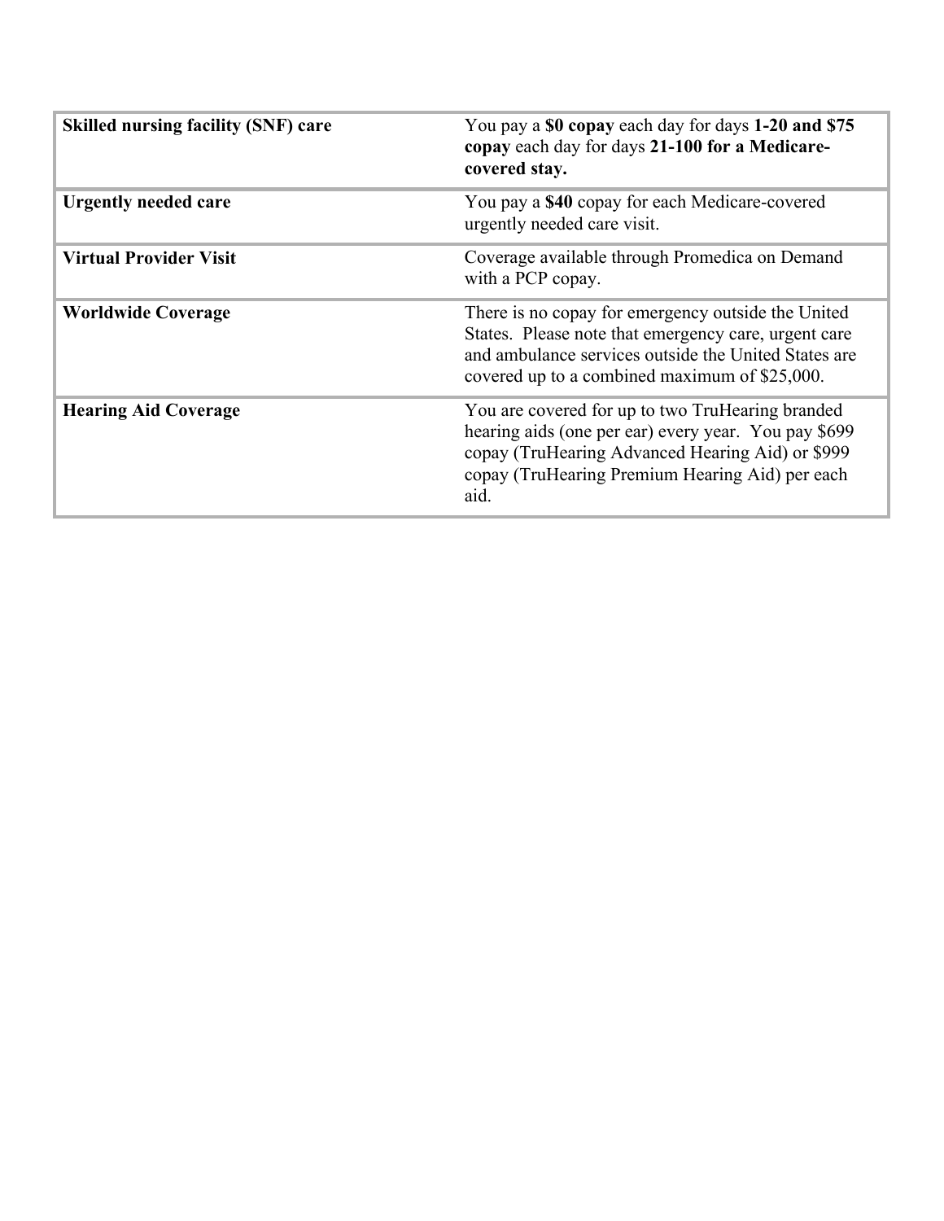| | |
|---|---|
| **Skilled nursing facility (SNF) care** | You pay a **$0 copay** each day for days **1-20 and $75 copay** each day for days **21-100 for a Medicare-covered stay.** |
| **Urgently needed care** | You pay a **$40** copay for each Medicare-covered urgently needed care visit. |
| **Virtual Provider Visit** | Coverage available through Promedica on Demand with a PCP copay. |
| **Worldwide Coverage** | There is no copay for emergency outside the United States. Please note that emergency care, urgent care and ambulance services outside the United States are covered up to a combined maximum of $25,000. |
| **Hearing Aid Coverage** | You are covered for up to two TruHearing branded hearing aids (one per ear) every year. You pay $699 copay (TruHearing Advanced Hearing Aid) or $999 copay (TruHearing Premium Hearing Aid) per each aid. |